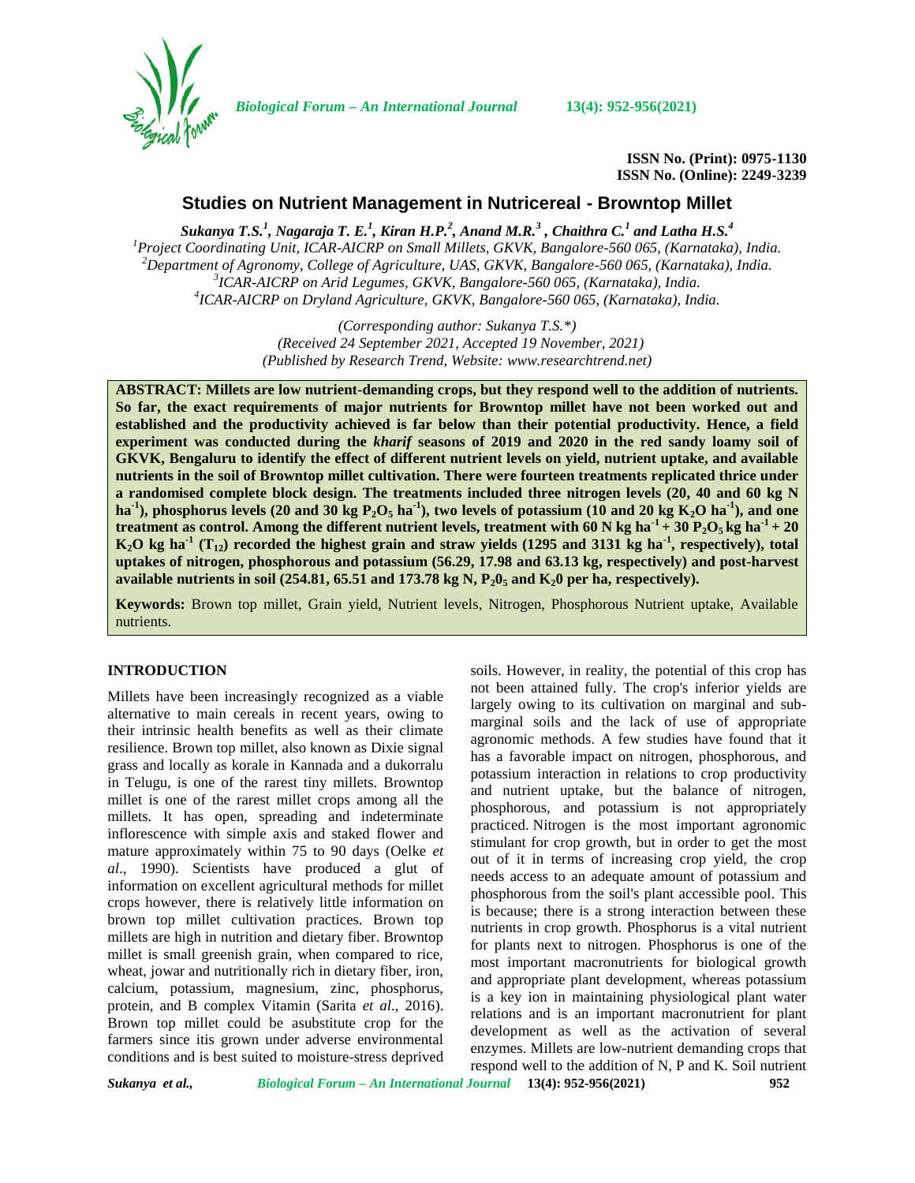**ISSN No. (Print): 0975-1130**
**ISSN No. (Online): 2249-3239**

# Studies on Nutrient Management in Nutricereal - Browntop Millet

***Sukanya T.S.[1], Nagaraja T. E.[1], Kiran H.P.[2], Anand M.R.[3], Chaithra C.[1] and Latha H.S.[4]***

*[1]Project Coordinating Unit, ICAR-AICRP on Small Millets, GKVK, Bangalore-560 065, (Karnataka), India.*
*[2]Department of Agronomy, College of Agriculture, UAS, GKVK, Bangalore-560 065, (Karnataka), India.*
*[3]ICAR-AICRP on Arid Legumes, GKVK, Bangalore-560 065, (Karnataka), India.*
*[4]ICAR-AICRP on Dryland Agriculture, GKVK, Bangalore-560 065, (Karnataka), India.*

*(Corresponding author: Sukanya T.S.\*)*
*(Received 24 September 2021, Accepted 19 November, 2021)*
*(Published by Research Trend, Website: www.researchtrend.net)*

**ABSTRACT: Millets are low nutrient-demanding crops, but they respond well to the addition of nutrients. So far, the exact requirements of major nutrients for Browntop millet have not been worked out and established and the productivity achieved is far below than their potential productivity. Hence, a field experiment was conducted during the *kharif* seasons of 2019 and 2020 in the red sandy loamy soil of GKVK, Bengaluru to identify the effect of different nutrient levels on yield, nutrient uptake, and available nutrients in the soil of Browntop millet cultivation. There were fourteen treatments replicated thrice under a randomised complete block design. The treatments included three nitrogen levels (20, 40 and 60 kg N ha$^{-1}$), phosphorus levels (20 and 30 kg $P_2O_5$ ha$^{-1}$), two levels of potassium (10 and 20 kg $K_2O$ ha$^{-1}$), and one treatment as control. Among the different nutrient levels, treatment with 60 N kg ha$^{-1}$ + 30 $P_2O_5$ kg ha$^{-1}$ + 20 $K_2O$ kg ha$^{-1}$ ($T_{12}$) recorded the highest grain and straw yields (1295 and 3131 kg ha$^{-1}$, respectively), total uptakes of nitrogen, phosphorous and potassium (56.29, 17.98 and 63.13 kg, respectively) and post-harvest available nutrients in soil (254.81, 65.51 and 173.78 kg N, $P_2O_5$ and $K_2O$ per ha, respectively).**

**Keywords:** Brown top millet, Grain yield, Nutrient levels, Nitrogen, Phosphorous Nutrient uptake, Available nutrients.

## INTRODUCTION

Millets have been increasingly recognized as a viable alternative to main cereals in recent years, owing to their intrinsic health benefits as well as their climate resilience. Brown top millet, also known as Dixie signal grass and locally as korale in Kannada and a dukorralu in Telugu, is one of the rarest tiny millets. Browntop millet is one of the rarest millet crops among all the millets. It has open, spreading and indeterminate inflorescence with simple axis and staked flower and mature approximately within 75 to 90 days (Oelke *et al*., 1990). Scientists have produced a glut of information on excellent agricultural methods for millet crops however, there is relatively little information on brown top millet cultivation practices. Brown top millets are high in nutrition and dietary fiber. Browntop millet is small greenish grain, when compared to rice, wheat, jowar and nutritionally rich in dietary fiber, iron, calcium, potassium, magnesium, zinc, phosphorus, protein, and B complex Vitamin (Sarita *et al*., 2016). Brown top millet could be asubstitute crop for the farmers since itis grown under adverse environmental conditions and is best suited to moisture-stress deprived soils. However, in reality, the potential of this crop has not been attained fully. The crop's inferior yields are largely owing to its cultivation on marginal and sub-marginal soils and the lack of use of appropriate agronomic methods. A few studies have found that it has a favorable impact on nitrogen, phosphorous, and potassium interaction in relations to crop productivity and nutrient uptake, but the balance of nitrogen, phosphorous, and potassium is not appropriately practiced. Nitrogen is the most important agronomic stimulant for crop growth, but in order to get the most out of it in terms of increasing crop yield, the crop needs access to an adequate amount of potassium and phosphorous from the soil's plant accessible pool. This is because; there is a strong interaction between these nutrients in crop growth. Phosphorus is a vital nutrient for plants next to nitrogen. Phosphorus is one of the most important macronutrients for biological growth and appropriate plant development, whereas potassium is a key ion in maintaining physiological plant water relations and is an important macronutrient for plant development as well as the activation of several enzymes. Millets are low-nutrient demanding crops that respond well to the addition of N, P and K. Soil nutrient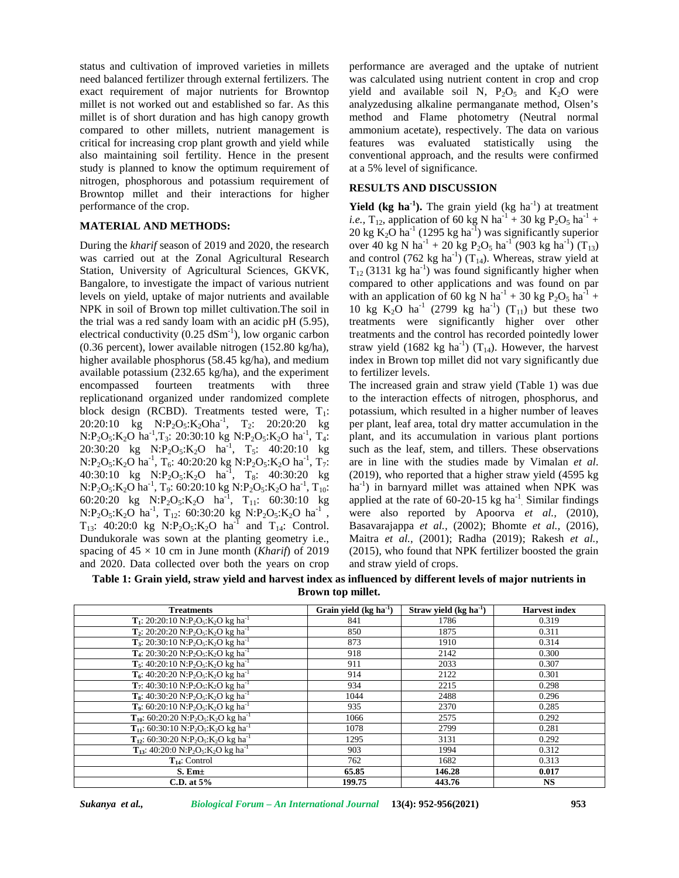status and cultivation of improved varieties in millets need balanced fertilizer through external fertilizers. The exact requirement of major nutrients for Browntop millet is not worked out and established so far. As this millet is of short duration and has high canopy growth compared to other millets, nutrient management is critical for increasing crop plant growth and yield while also maintaining soil fertility. Hence in the present study is planned to know the optimum requirement of nitrogen, phosphorous and potassium requirement of Browntop millet and their interactions for higher performance of the crop.

## MATERIAL AND METHODS:

During the *kharif* season of 2019 and 2020, the research was carried out at the Zonal Agricultural Research Station, University of Agricultural Sciences, GKVK, Bangalore, to investigate the impact of various nutrient levels on yield, uptake of major nutrients and available NPK in soil of Brown top millet cultivation.The soil in the trial was a red sandy loam with an acidic pH (5.95), electrical conductivity (0.25 $dSm^{-1}$), low organic carbon (0.36 percent), lower available nitrogen (152.80 kg/ha), higher available phosphorus (58.45 kg/ha), and medium available potassium (232.65 kg/ha), and the experiment encompassed fourteen treatments with three replicationand organized under randomized complete block design (RCBD). Treatments tested were, $T_1$: 20:20:10 kg $N:P_2O_5:K_2O ha^{-1}$, $T_2$: 20:20:20 kg $N:P_2O_5:K_2O$ $ha^{-1}$,$T_3$: 20:30:10 kg $N:P_2O_5:K_2O$ $ha^{-1}$, $T_4$: 20:30:20 kg $N:P_2O_5:K_2O$ $ha^{-1}$, $T_5$: 40:20:10 kg $N:P_2O_5:K_2O$ $ha^{-1}$, $T_6$: 40:20:20 kg $N:P_2O_5:K_2O$ $ha^{-1}$, $T_7$: 40:30:10 kg $N:P_2O_5:K_2O$ $ha^{-1}$, $T_8$: 40:30:20 kg $N:P_2O_5:K_2O$ $ha^{-1}$, $T_9$: 60:20:10 kg $N:P_2O_5:K_2O$ $ha^{-1}$, $T_{10}$: 60:20:20 kg $N:P_2O_5:K_2O$ $ha^{-1}$, $T_{11}$: 60:30:10 kg $N:P_2O_5:K_2O$ $ha^{-1}$, $T_{12}$: 60:30:20 kg $N:P_2O_5:K_2O$ $ha^{-1}$ , $T_{13}$: 40:20:0 kg $N:P_2O_5:K_2O$ $ha^{-1}$ and $T_{14}$: Control. Dundukorale was sown at the planting geometry i.e., spacing of 45 × 10 cm in June month (*Kharif*) of 2019 and 2020. Data collected over both the years on crop performance are averaged and the uptake of nutrient was calculated using nutrient content in crop and crop yield and available soil N, $P_2O_5$ and $K_2O$ were analyzedusing alkaline permanganate method, Olsen's method and Flame photometry (Neutral normal ammonium acetate), respectively. The data on various features was evaluated statistically using the conventional approach, and the results were confirmed at a 5% level of significance.

## RESULTS AND DISCUSSION

**Yield (kg $ha^{-1}$).** The grain yield (kg $ha^{-1}$) at treatment *i.e.,* $T_{12}$, application of 60 kg N $ha^{-1}$ + 30 kg $P_2O_5$ $ha^{-1}$ + 20 kg $K_2O$ $ha^{-1}$ (1295 kg $ha^{-1}$) was significantly superior over 40 kg N $ha^{-1}$ + 20 kg $P_2O_5$ $ha^{-1}$ (903 kg $ha^{-1}$) ($T_{13}$) and control (762 kg $ha^{-1}$) ($T_{14}$). Whereas, straw yield at $T_{12}$ (3131 kg $ha^{-1}$) was found significantly higher when compared to other applications and was found on par with an application of 60 kg N $ha^{-1}$ + 30 kg $P_2O_5$ $ha^{-1}$ + 10 kg $K_2O$ $ha^{-1}$ (2799 kg $ha^{-1}$) ($T_{11}$) but these two treatments were significantly higher over other treatments and the control has recorded pointedly lower straw yield (1682 kg $ha^{-1}$) ($T_{14}$). However, the harvest index in Brown top millet did not vary significantly due to fertilizer levels.

The increased grain and straw yield (Table 1) was due to the interaction effects of nitrogen, phosphorus, and potassium, which resulted in a higher number of leaves per plant, leaf area, total dry matter accumulation in the plant, and its accumulation in various plant portions such as the leaf, stem, and tillers. These observations are in line with the studies made by Vimalan *et al*. (2019), who reported that a higher straw yield (4595 kg $ha^{-1}$) in barnyard millet was attained when NPK was applied at the rate of 60-20-15 kg $ha^{-1}$. Similar findings were also reported by Apoorva *et al.,* (2010), Basavarajappa *et al.,* (2002); Bhomte *et al.,* (2016), Maitra *et al.,* (2001); Radha (2019); Rakesh *et al.,* (2015), who found that NPK fertilizer boosted the grain and straw yield of crops.

**Table 1: Grain yield, straw yield and harvest index as influenced by different levels of major nutrients in Brown top millet.**

| Treatments | Grain yield (kg $ha^{-1}$) | Straw yield (kg $ha^{-1}$) | Harvest index |
|---|---|---|---|
| **$T_1$**: 20:20:10 $N:P_2O_5:K_2O$ kg $ha^{-1}$ | 841 | 1786 | 0.319 |
| **$T_2$**: 20:20:20 $N:P_2O_5:K_2O$ kg $ha^{-1}$ | 850 | 1875 | 0.311 |
| **$T_3$**: 20:30:10 $N:P_2O_5:K_2O$ kg $ha^{-1}$ | 873 | 1910 | 0.314 |
| **$T_4$**: 20:30:20 $N:P_2O_5:K_2O$ kg $ha^{-1}$ | 918 | 2142 | 0.300 |
| **$T_5$**: 40:20:10 $N:P_2O_5:K_2O$ kg $ha^{-1}$ | 911 | 2033 | 0.307 |
| **$T_6$**: 40:20:20 $N:P_2O_5:K_2O$ kg $ha^{-1}$ | 914 | 2122 | 0.301 |
| **$T_7$**: 40:30:10 $N:P_2O_5:K_2O$ kg $ha^{-1}$ | 934 | 2215 | 0.298 |
| **$T_8$**: 40:30:20 $N:P_2O_5:K_2O$ kg $ha^{-1}$ | 1044 | 2488 | 0.296 |
| **$T_9$**: 60:20:10 $N:P_2O_5:K_2O$ kg $ha^{-1}$ | 935 | 2370 | 0.285 |
| **$T_{10}$**: 60:20:20 $N:P_2O_5:K_2O$ kg $ha^{-1}$ | 1066 | 2575 | 0.292 |
| **$T_{11}$**: 60:30:10 $N:P_2O_5:K_2O$ kg $ha^{-1}$ | 1078 | 2799 | 0.281 |
| **$T_{12}$**: 60:30:20 $N:P_2O_5:K_2O$ kg $ha^{-1}$ | 1295 | 3131 | 0.292 |
| **$T_{13}$**: 40:20:0 $N:P_2O_5:K_2O$ kg $ha^{-1}$ | 903 | 1994 | 0.312 |
| **$T_{14}$**: Control | 762 | 1682 | 0.313 |
| **S. Em±** | **65.85** | **146.28** | **0.017** |
| **C.D. at 5%** | **199.75** | **443.76** | **NS** |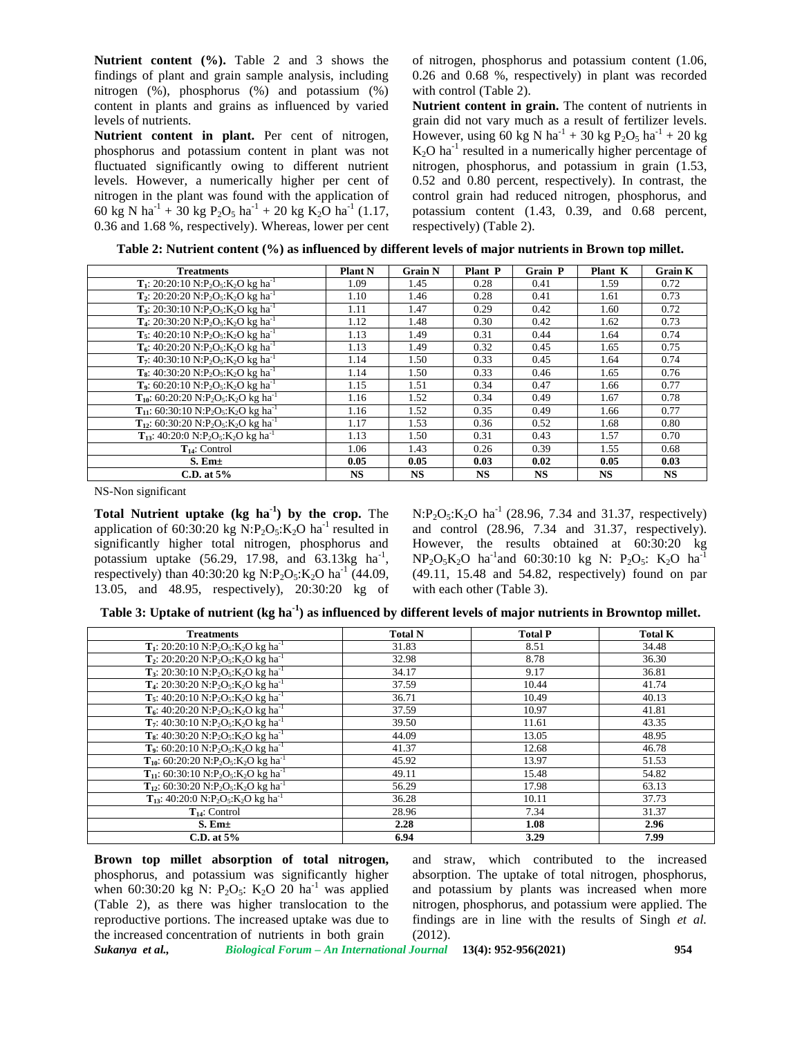**Nutrient content (%).** Table 2 and 3 shows the findings of plant and grain sample analysis, including nitrogen (%), phosphorus (%) and potassium (%) content in plants and grains as influenced by varied levels of nutrients.

**Nutrient content in plant.** Per cent of nitrogen, phosphorus and potassium content in plant was not fluctuated significantly owing to different nutrient levels. However, a numerically higher per cent of nitrogen in the plant was found with the application of 60 kg N $ha^{-1}$ + 30 kg $P_2O_5$ $ha^{-1}$ + 20 kg $K_2O$ $ha^{-1}$ (1.17, 0.36 and 1.68 %, respectively). Whereas, lower per cent of nitrogen, phosphorus and potassium content (1.06, 0.26 and 0.68 %, respectively) in plant was recorded with control (Table 2).

**Nutrient content in grain.** The content of nutrients in grain did not vary much as a result of fertilizer levels. However, using 60 kg N $ha^{-1}$ + 30 kg $P_2O_5$ $ha^{-1}$ + 20 kg $K_2O$ $ha^{-1}$ resulted in a numerically higher percentage of nitrogen, phosphorus, and potassium in grain (1.53, 0.52 and 0.80 percent, respectively). In contrast, the control grain had reduced nitrogen, phosphorus, and potassium content (1.43, 0.39, and 0.68 percent, respectively) (Table 2).

**Table 2: Nutrient content (%) as influenced by different levels of major nutrients in Brown top millet.**

| Treatments | Plant N | Grain N | Plant P | Grain P | Plant K | Grain K |
|---|---|---|---|---|---|---|
| $T_1$: 20:20:10 $N:P_2O_5:K_2O$ kg $ha^{-1}$ | 1.09 | 1.45 | 0.28 | 0.41 | 1.59 | 0.72 |
| $T_2$: 20:20:20 $N:P_2O_5:K_2O$ kg $ha^{-1}$ | 1.10 | 1.46 | 0.28 | 0.41 | 1.61 | 0.73 |
| $T_3$: 20:30:10 $N:P_2O_5:K_2O$ kg $ha^{-1}$ | 1.11 | 1.47 | 0.29 | 0.42 | 1.60 | 0.72 |
| $T_4$: 20:30:20 $N:P_2O_5:K_2O$ kg $ha^{-1}$ | 1.12 | 1.48 | 0.30 | 0.42 | 1.62 | 0.73 |
| $T_5$: 40:20:10 $N:P_2O_5:K_2O$ kg $ha^{-1}$ | 1.13 | 1.49 | 0.31 | 0.44 | 1.64 | 0.74 |
| $T_6$: 40:20:20 $N:P_2O_5:K_2O$ kg $ha^{-1}$ | 1.13 | 1.49 | 0.32 | 0.45 | 1.65 | 0.75 |
| $T_7$: 40:30:10 $N:P_2O_5:K_2O$ kg $ha^{-1}$ | 1.14 | 1.50 | 0.33 | 0.45 | 1.64 | 0.74 |
| $T_8$: 40:30:20 $N:P_2O_5:K_2O$ kg $ha^{-1}$ | 1.14 | 1.50 | 0.33 | 0.46 | 1.65 | 0.76 |
| $T_9$: 60:20:10 $N:P_2O_5:K_2O$ kg $ha^{-1}$ | 1.15 | 1.51 | 0.34 | 0.47 | 1.66 | 0.77 |
| $T_{10}$: 60:20:20 $N:P_2O_5:K_2O$ kg $ha^{-1}$ | 1.16 | 1.52 | 0.34 | 0.49 | 1.67 | 0.78 |
| $T_{11}$: 60:30:10 $N:P_2O_5:K_2O$ kg $ha^{-1}$ | 1.16 | 1.52 | 0.35 | 0.49 | 1.66 | 0.77 |
| $T_{12}$: 60:30:20 $N:P_2O_5:K_2O$ kg $ha^{-1}$ | 1.17 | 1.53 | 0.36 | 0.52 | 1.68 | 0.80 |
| $T_{13}$: 40:20:0 $N:P_2O_5:K_2O$ kg $ha^{-1}$ | 1.13 | 1.50 | 0.31 | 0.43 | 1.57 | 0.70 |
| $T_{14}$: Control | 1.06 | 1.43 | 0.26 | 0.39 | 1.55 | 0.68 |
| **S. Em±** | **0.05** | **0.05** | **0.03** | **0.02** | **0.05** | **0.03** |
| **C.D. at 5%** | **NS** | **NS** | **NS** | **NS** | **NS** | **NS** |

NS-Non significant

**Total Nutrient uptake (kg $ha^{-1}$) by the crop.** The application of 60:30:20 kg $N:P_2O_5:K_2O$ $ha^{-1}$ resulted in significantly higher total nitrogen, phosphorus and potassium uptake (56.29, 17.98, and 63.13kg $ha^{-1}$, respectively) than 40:30:20 kg $N:P_2O_5:K_2O$ $ha^{-1}$ (44.09, 13.05, and 48.95, respectively), 20:30:20 kg of $N:P_2O_5:K_2O$ $ha^{-1}$ (28.96, 7.34 and 31.37, respectively) and control (28.96, 7.34 and 31.37, respectively). However, the results obtained at 60:30:20 kg $NP_2O_5K_2O$ $ha^{-1}$and 60:30:10 kg N: $P_2O_5$: $K_2O$ $ha^{-1}$ (49.11, 15.48 and 54.82, respectively) found on par with each other (Table 3).

**Table 3: Uptake of nutrient (kg $ha^{-1}$) as influenced by different levels of major nutrients in Browntop millet.**

| Treatments | Total N | Total P | Total K |
|---|---|---|---|
| $T_1$: 20:20:10 $N:P_2O_5:K_2O$ kg $ha^{-1}$ | 31.83 | 8.51 | 34.48 |
| $T_2$: 20:20:20 $N:P_2O_5:K_2O$ kg $ha^{-1}$ | 32.98 | 8.78 | 36.30 |
| $T_3$: 20:30:10 $N:P_2O_5:K_2O$ kg $ha^{-1}$ | 34.17 | 9.17 | 36.81 |
| $T_4$: 20:30:20 $N:P_2O_5:K_2O$ kg $ha^{-1}$ | 37.59 | 10.44 | 41.74 |
| $T_5$: 40:20:10 $N:P_2O_5:K_2O$ kg $ha^{-1}$ | 36.71 | 10.49 | 40.13 |
| $T_6$: 40:20:20 $N:P_2O_5:K_2O$ kg $ha^{-1}$ | 37.59 | 10.97 | 41.81 |
| $T_7$: 40:30:10 $N:P_2O_5:K_2O$ kg $ha^{-1}$ | 39.50 | 11.61 | 43.35 |
| $T_8$: 40:30:20 $N:P_2O_5:K_2O$ kg $ha^{-1}$ | 44.09 | 13.05 | 48.95 |
| $T_9$: 60:20:10 $N:P_2O_5:K_2O$ kg $ha^{-1}$ | 41.37 | 12.68 | 46.78 |
| $T_{10}$: 60:20:20 $N:P_2O_5:K_2O$ kg $ha^{-1}$ | 45.92 | 13.97 | 51.53 |
| $T_{11}$: 60:30:10 $N:P_2O_5:K_2O$ kg $ha^{-1}$ | 49.11 | 15.48 | 54.82 |
| $T_{12}$: 60:30:20 $N:P_2O_5:K_2O$ kg $ha^{-1}$ | 56.29 | 17.98 | 63.13 |
| $T_{13}$: 40:20:0 $N:P_2O_5:K_2O$ kg $ha^{-1}$ | 36.28 | 10.11 | 37.73 |
| $T_{14}$: Control | 28.96 | 7.34 | 31.37 |
| **S. Em±** | **2.28** | **1.08** | **2.96** |
| **C.D. at 5%** | **6.94** | **3.29** | **7.99** |

**Brown top millet absorption of total nitrogen,** phosphorus, and potassium was significantly higher when 60:30:20 kg N: $P_2O_5$: $K_2O$ 20 $ha^{-1}$ was applied (Table 2), as there was higher translocation to the reproductive portions. The increased uptake was due to the increased concentration of nutrients in both grain and straw, which contributed to the increased absorption. The uptake of total nitrogen, phosphorus, and potassium by plants was increased when more nitrogen, phosphorus, and potassium were applied. The findings are in line with the results of Singh *et al.* (2012).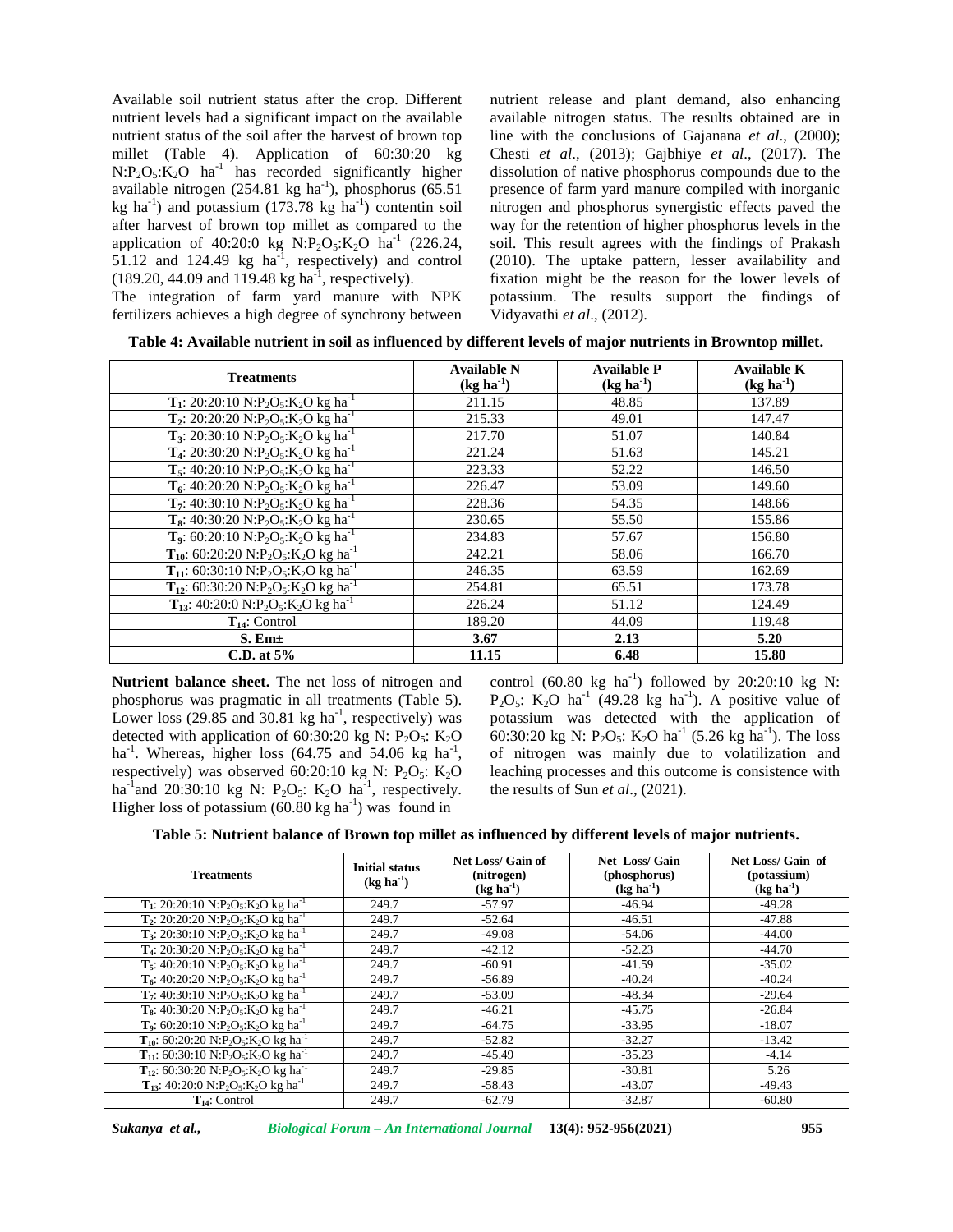**Available soil nutrient status after the crop.** Different nutrient levels had a significant impact on the available nutrient status of the soil after the harvest of brown top millet (Table 4). Application of 60:30:20 kg $N:P_2O_5:K_2O$ $ha^{-1}$ has recorded significantly higher available nitrogen (254.81 kg $ha^{-1}$), phosphorus (65.51 kg $ha^{-1}$) and potassium (173.78 kg $ha^{-1}$) contentin soil after harvest of brown top millet as compared to the application of 40:20:0 kg $N:P_2O_5:K_2O$ $ha^{-1}$ (226.24, 51.12 and 124.49 kg $ha^{-1}$, respectively) and control (189.20, 44.09 and 119.48 kg $ha^{-1}$, respectively).

The integration of farm yard manure with NPK fertilizers achieves a high degree of synchrony between nutrient release and plant demand, also enhancing available nitrogen status. The results obtained are in line with the conclusions of Gajanana *et al*., (2000); Chesti *et al*., (2013); Gajbhiye *et al*., (2017). The dissolution of native phosphorus compounds due to the presence of farm yard manure compiled with inorganic nitrogen and phosphorus synergistic effects paved the way for the retention of higher phosphorus levels in the soil. This result agrees with the findings of Prakash (2010). The uptake pattern, lesser availability and fixation might be the reason for the lower levels of potassium. The results support the findings of Vidyavathi *et al*., (2012).

**Table 4: Available nutrient in soil as influenced by different levels of major nutrients in Browntop millet.**

| Treatments | Available N (kg $ha^{-1}$) | Available P (kg $ha^{-1}$) | Available K (kg $ha^{-1}$) |
|---|---|---|---|
| $T_1$: 20:20:10 $N:P_2O_5:K_2O$ kg $ha^{-1}$ | 211.15 | 48.85 | 137.89 |
| $T_2$: 20:20:20 $N:P_2O_5:K_2O$ kg $ha^{-1}$ | 215.33 | 49.01 | 147.47 |
| $T_3$: 20:30:10 $N:P_2O_5:K_2O$ kg $ha^{-1}$ | 217.70 | 51.07 | 140.84 |
| $T_4$: 20:30:20 $N:P_2O_5:K_2O$ kg $ha^{-1}$ | 221.24 | 51.63 | 145.21 |
| $T_5$: 40:20:10 $N:P_2O_5:K_2O$ kg $ha^{-1}$ | 223.33 | 52.22 | 146.50 |
| $T_6$: 40:20:20 $N:P_2O_5:K_2O$ kg $ha^{-1}$ | 226.47 | 53.09 | 149.60 |
| $T_7$: 40:30:10 $N:P_2O_5:K_2O$ kg $ha^{-1}$ | 228.36 | 54.35 | 148.66 |
| $T_8$: 40:30:20 $N:P_2O_5:K_2O$ kg $ha^{-1}$ | 230.65 | 55.50 | 155.86 |
| $T_9$: 60:20:10 $N:P_2O_5:K_2O$ kg $ha^{-1}$ | 234.83 | 57.67 | 156.80 |
| $T_{10}$: 60:20:20 $N:P_2O_5:K_2O$ kg $ha^{-1}$ | 242.21 | 58.06 | 166.70 |
| $T_{11}$: 60:30:10 $N:P_2O_5:K_2O$ kg $ha^{-1}$ | 246.35 | 63.59 | 162.69 |
| $T_{12}$: 60:30:20 $N:P_2O_5:K_2O$ kg $ha^{-1}$ | 254.81 | 65.51 | 173.78 |
| $T_{13}$: 40:20:0 $N:P_2O_5:K_2O$ kg $ha^{-1}$ | 226.24 | 51.12 | 124.49 |
| $T_{14}$: Control | 189.20 | 44.09 | 119.48 |
| **S. Em±** | **3.67** | **2.13** | **5.20** |
| **C.D. at 5%** | **11.15** | **6.48** | **15.80** |

**Nutrient balance sheet.** The net loss of nitrogen and phosphorus was pragmatic in all treatments (Table 5). Lower loss (29.85 and 30.81 kg $ha^{-1}$, respectively) was detected with application of 60:30:20 kg N: $P_2O_5$: $K_2O$ $ha^{-1}$. Whereas, higher loss (64.75 and 54.06 kg $ha^{-1}$, respectively) was observed 60:20:10 kg N: $P_2O_5$: $K_2O$ $ha^{-1}$and 20:30:10 kg N: $P_2O_5$: $K_2O$ $ha^{-1}$, respectively. Higher loss of potassium (60.80 kg $ha^{-1}$) was found in control (60.80 kg $ha^{-1}$) followed by 20:20:10 kg N: $P_2O_5$: $K_2O$ $ha^{-1}$ (49.28 kg $ha^{-1}$). A positive value of potassium was detected with the application of 60:30:20 kg N: $P_2O_5$: $K_2O$ $ha^{-1}$ (5.26 kg $ha^{-1}$). The loss of nitrogen was mainly due to volatilization and leaching processes and this outcome is consistence with the results of Sun *et al*., (2021).

**Table 5: Nutrient balance of Brown top millet as influenced by different levels of major nutrients.**

| Treatments | Initial status (kg $ha^{-1}$) | Net Loss/ Gain of (nitrogen) (kg $ha^{-1}$) | Net Loss/ Gain (phosphorus) (kg $ha^{-1}$) | Net Loss/ Gain of (potassium) (kg $ha^{-1}$) |
|---|---|---|---|---|
| $T_1$: 20:20:10 $N:P_2O_5:K_2O$ kg $ha^{-1}$ | 249.7 | -57.97 | -46.94 | -49.28 |
| $T_2$: 20:20:20 $N:P_2O_5:K_2O$ kg $ha^{-1}$ | 249.7 | -52.64 | -46.51 | -47.88 |
| $T_3$: 20:30:10 $N:P_2O_5:K_2O$ kg $ha^{-1}$ | 249.7 | -49.08 | -54.06 | -44.00 |
| $T_4$: 20:30:20 $N:P_2O_5:K_2O$ kg $ha^{-1}$ | 249.7 | -42.12 | -52.23 | -44.70 |
| $T_5$: 40:20:10 $N:P_2O_5:K_2O$ kg $ha^{-1}$ | 249.7 | -60.91 | -41.59 | -35.02 |
| $T_6$: 40:20:20 $N:P_2O_5:K_2O$ kg $ha^{-1}$ | 249.7 | -56.89 | -40.24 | -40.24 |
| $T_7$: 40:30:10 $N:P_2O_5:K_2O$ kg $ha^{-1}$ | 249.7 | -53.09 | -48.34 | -29.64 |
| $T_8$: 40:30:20 $N:P_2O_5:K_2O$ kg $ha^{-1}$ | 249.7 | -46.21 | -45.75 | -26.84 |
| $T_9$: 60:20:10 $N:P_2O_5:K_2O$ kg $ha^{-1}$ | 249.7 | -64.75 | -33.95 | -18.07 |
| $T_{10}$: 60:20:20 $N:P_2O_5:K_2O$ kg $ha^{-1}$ | 249.7 | -52.82 | -32.27 | -13.42 |
| $T_{11}$: 60:30:10 $N:P_2O_5:K_2O$ kg $ha^{-1}$ | 249.7 | -45.49 | -35.23 | -4.14 |
| $T_{12}$: 60:30:20 $N:P_2O_5:K_2O$ kg $ha^{-1}$ | 249.7 | -29.85 | -30.81 | 5.26 |
| $T_{13}$: 40:20:0 $N:P_2O_5:K_2O$ kg $ha^{-1}$ | 249.7 | -58.43 | -43.07 | -49.43 |
| $T_{14}$: Control | 249.7 | -62.79 | -32.87 | -60.80 |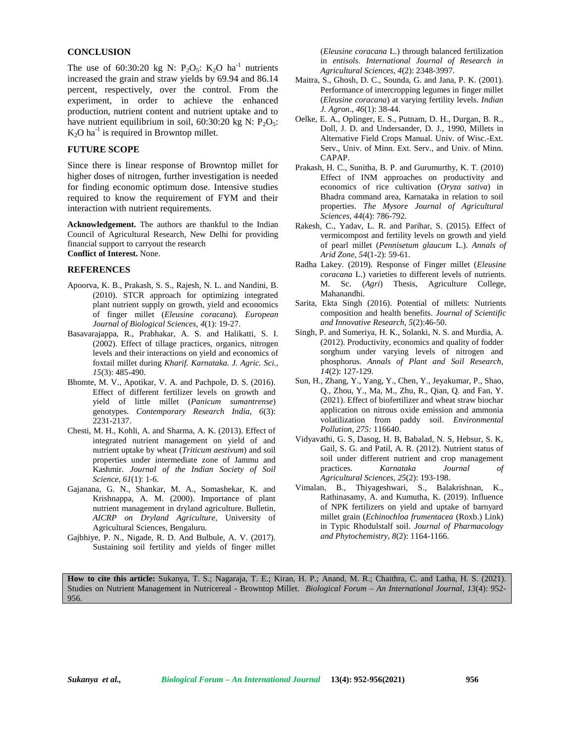## CONCLUSION

The use of 60:30:20 kg N: $P_2O_5$: $K_2O$ ha$^{-1}$ nutrients increased the grain and straw yields by 69.94 and 86.14 percent, respectively, over the control. From the experiment, in order to achieve the enhanced production, nutrient content and nutrient uptake and to have nutrient equilibrium in soil, 60:30:20 kg N: $P_2O_5$: $K_2O$ ha$^{-1}$ is required in Browntop millet.

## FUTURE SCOPE

Since there is linear response of Browntop millet for higher doses of nitrogen, further investigation is needed for finding economic optimum dose. Intensive studies required to know the requirement of FYM and their interaction with nutrient requirements.

**Acknowledgement.** The authors are thankful to the Indian Council of Agricultural Research, New Delhi for providing financial support to carryout the research

**Conflict of Interest.** None.

## REFERENCES

Apoorva, K. B., Prakash, S. S., Rajesh, N. L. and Nandini, B. (2010). STCR approach for optimizing integrated plant nutrient supply on growth, yield and economics of finger millet (*Eleusine coracana*). *European Journal of Biological Sciences*, *4*(1): 19-27.

Basavarajappa, R., Prabhakar, A. S. and Halikatti, S. I. (2002). Effect of tillage practices, organics, nitrogen levels and their interactions on yield and economics of foxtail millet during *Kharif. Karnataka. J. Agric. Sci.*, *15*(3): 485-490.

Bhomte, M. V., Apotikar, V. A. and Pachpole, D. S. (2016). Effect of different fertilizer levels on growth and yield of little millet (*Panicum sumantrense*) genotypes. *Contemporary Research India, 6*(3): 2231-2137.

Chesti, M. H., Kohli, A. and Sharma, A. K. (2013). Effect of integrated nutrient management on yield of and nutrient uptake by wheat (*Triticum aestivum*) and soil properties under intermediate zone of Jammu and Kashmir. *Journal of the Indian Society of Soil Science*, *61*(1): 1-6.

Gajanana, G. N., Shankar, M. A., Somashekar, K. and Krishnappa, A. M. (2000). Importance of plant nutrient management in dryland agriculture. Bulletin, *AICRP on Dryland Agriculture*, University of Agricultural Sciences, Bengaluru.

Gajbhiye, P. N., Nigade, R. D. And Bulbule, A. V. (2017). Sustaining soil fertility and yields of finger millet (*Eleusine coracana* L.) through balanced fertilization in *entisols*. *International Journal of Research in Agricultural Sciences*, *4*(2): 2348-3997.

Maitra, S., Ghosh, D. C., Sounda, G. and Jana, P. K. (2001). Performance of intercropping legumes in finger millet (*Eleusine coracana*) at varying fertility levels. *Indian J. Agron*., *46*(1): 38-44.

Oelke, E. A., Oplinger, E. S., Putnam, D. H., Durgan, B. R., Doll, J. D. and Undersander, D. J., 1990, Millets in Alternative Field Crops Manual. Univ. of Wisc.-Ext. Serv., Univ. of Minn. Ext. Serv., and Univ. of Minn. CAPAP.

Prakash, H. C., Sunitha, B. P. and Gurumurthy, K. T. (2010) Effect of INM approaches on productivity and economics of rice cultivation (*Oryza sativa*) in Bhadra command area, Karnataka in relation to soil properties. *The Mysore Journal of Agricultural Sciences, 44*(4): 786-792.

Rakesh, C., Yadav, L. R. and Parihar, S. (2015). Effect of vermicompost and fertility levels on growth and yield of pearl millet (*Pennisetum glaucum* L.). *Annals of Arid Zone, 54*(1-2): 59-61.

Radha Lakey. (2019). Response of Finger millet (*Eleusine coracana* L.) varieties to different levels of nutrients. M. Sc. (*Agri*) Thesis, Agriculture College, Mahanandhi.

Sarita, Ekta Singh (2016). Potential of millets: Nutrients composition and health benefits. *Journal of Scientific and Innovative Research, 5*(2):46-50.

Singh, P. and Sumeriya, H. K., Solanki, N. S. and Murdia, A. (2012). Productivity, economics and quality of fodder sorghum under varying levels of nitrogen and phosphorus. *Annals of Plant and Soil Research, 14*(2): 127-129.

Sun, H., Zhang, Y., Yang, Y., Chen, Y., Jeyakumar, P., Shao, Q., Zhou, Y., Ma, M., Zhu, R., Qian, Q. and Fan, Y. (2021). Effect of biofertilizer and wheat straw biochar application on nitrous oxide emission and ammonia volatilization from paddy soil. *Environmental Pollution, 275:* 116640.

Vidyavathi, G. S, Dasog, H. B, Babalad, N. S, Hebsur, S. K, Gail, S. G. and Patil, A. R. (2012). Nutrient status of soil under different nutrient and crop management practices. *Karnataka Journal of Agricultural Sciences*, *25*(2): 193-198.

Vimalan, B., Thiyageshwari, S., Balakrishnan, K., Rathinasamy, A. and Kumutha, K. (2019). Influence of NPK fertilizers on yield and uptake of barnyard millet grain (*Echinochloa frumentacea* (Roxb.) Link) in Typic Rhodulstalf soil. *Journal of Pharmacology and Phytochemistry, 8*(2): 1164-1166.

**How to cite this article:** Sukanya, T. S.; Nagaraja, T. E.; Kiran, H. P.; Anand, M. R.; Chaithra, C. and Latha, H. S. (2021). Studies on Nutrient Management in Nutricereal - Browntop Millet. *Biological Forum – An International Journal*, *13*(4): 952-956.